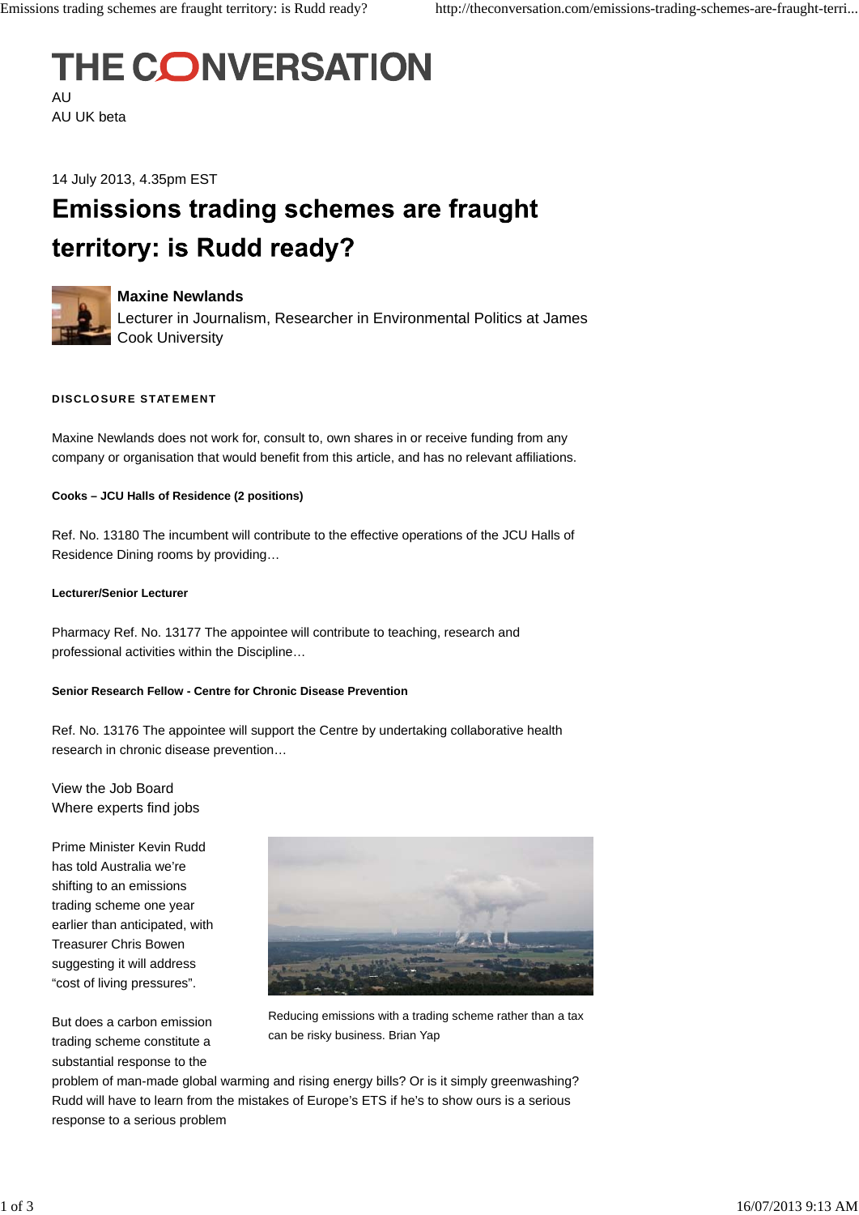THE CONVERSATION

AU
AU UK beta

14 July 2013, 4.35pm EST

# Emissions trading schemes are fraught territory: is Rudd ready?

**Maxine Newlands**
Lecturer in Journalism, Researcher in Environmental Politics at James Cook University

**DISCLOSURE STATEMENT**

Maxine Newlands does not work for, consult to, own shares in or receive funding from any company or organisation that would benefit from this article, and has no relevant affiliations.

**Cooks – JCU Halls of Residence (2 positions)**

Ref. No. 13180 The incumbent will contribute to the effective operations of the JCU Halls of Residence Dining rooms by providing…

**Lecturer/Senior Lecturer**

Pharmacy Ref. No. 13177 The appointee will contribute to teaching, research and professional activities within the Discipline…

**Senior Research Fellow - Centre for Chronic Disease Prevention**

Ref. No. 13176 The appointee will support the Centre by undertaking collaborative health research in chronic disease prevention…

View the Job Board
Where experts find jobs

Prime Minister Kevin Rudd has told Australia we're shifting to an emissions trading scheme one year earlier than anticipated, with Treasurer Chris Bowen suggesting it will address "cost of living pressures".

Reducing emissions with a trading scheme rather than a tax can be risky business. Brian Yap

But does a carbon emission trading scheme constitute a substantial response to the problem of man-made global warming and rising energy bills? Or is it simply greenwashing? Rudd will have to learn from the mistakes of Europe's ETS if he's to show ours is a serious response to a serious problem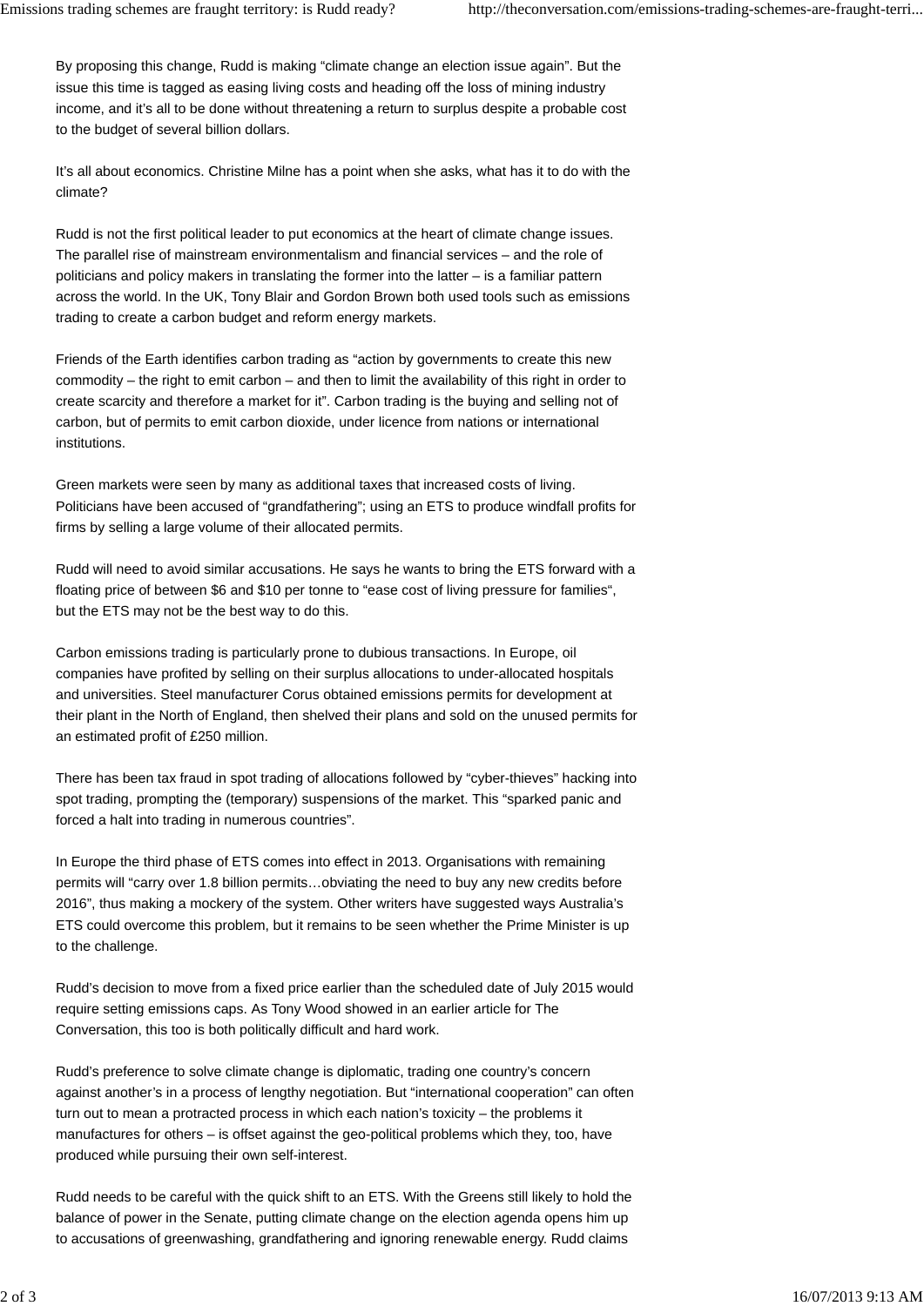By proposing this change, Rudd is making “climate change an election issue again”. But the issue this time is tagged as easing living costs and heading off the loss of mining industry income, and it’s all to be done without threatening a return to surplus despite a probable cost to the budget of several billion dollars.

It’s all about economics. Christine Milne has a point when she asks, what has it to do with the climate?

Rudd is not the first political leader to put economics at the heart of climate change issues. The parallel rise of mainstream environmentalism and financial services – and the role of politicians and policy makers in translating the former into the latter – is a familiar pattern across the world. In the UK, Tony Blair and Gordon Brown both used tools such as emissions trading to create a carbon budget and reform energy markets.

Friends of the Earth identifies carbon trading as “action by governments to create this new commodity – the right to emit carbon – and then to limit the availability of this right in order to create scarcity and therefore a market for it”. Carbon trading is the buying and selling not of carbon, but of permits to emit carbon dioxide, under licence from nations or international institutions.

Green markets were seen by many as additional taxes that increased costs of living. Politicians have been accused of “grandfathering”; using an ETS to produce windfall profits for firms by selling a large volume of their allocated permits.

Rudd will need to avoid similar accusations. He says he wants to bring the ETS forward with a floating price of between $6 and $10 per tonne to “ease cost of living pressure for families“, but the ETS may not be the best way to do this.

Carbon emissions trading is particularly prone to dubious transactions. In Europe, oil companies have profited by selling on their surplus allocations to under-allocated hospitals and universities. Steel manufacturer Corus obtained emissions permits for development at their plant in the North of England, then shelved their plans and sold on the unused permits for an estimated profit of £250 million.

There has been tax fraud in spot trading of allocations followed by “cyber-thieves” hacking into spot trading, prompting the (temporary) suspensions of the market. This “sparked panic and forced a halt into trading in numerous countries”.

In Europe the third phase of ETS comes into effect in 2013. Organisations with remaining permits will “carry over 1.8 billion permits…obviating the need to buy any new credits before 2016”, thus making a mockery of the system. Other writers have suggested ways Australia’s ETS could overcome this problem, but it remains to be seen whether the Prime Minister is up to the challenge.

Rudd’s decision to move from a fixed price earlier than the scheduled date of July 2015 would require setting emissions caps. As Tony Wood showed in an earlier article for The Conversation, this too is both politically difficult and hard work.

Rudd’s preference to solve climate change is diplomatic, trading one country’s concern against another’s in a process of lengthy negotiation. But “international cooperation” can often turn out to mean a protracted process in which each nation’s toxicity – the problems it manufactures for others – is offset against the geo-political problems which they, too, have produced while pursuing their own self-interest.

Rudd needs to be careful with the quick shift to an ETS. With the Greens still likely to hold the balance of power in the Senate, putting climate change on the election agenda opens him up to accusations of greenwashing, grandfathering and ignoring renewable energy. Rudd claims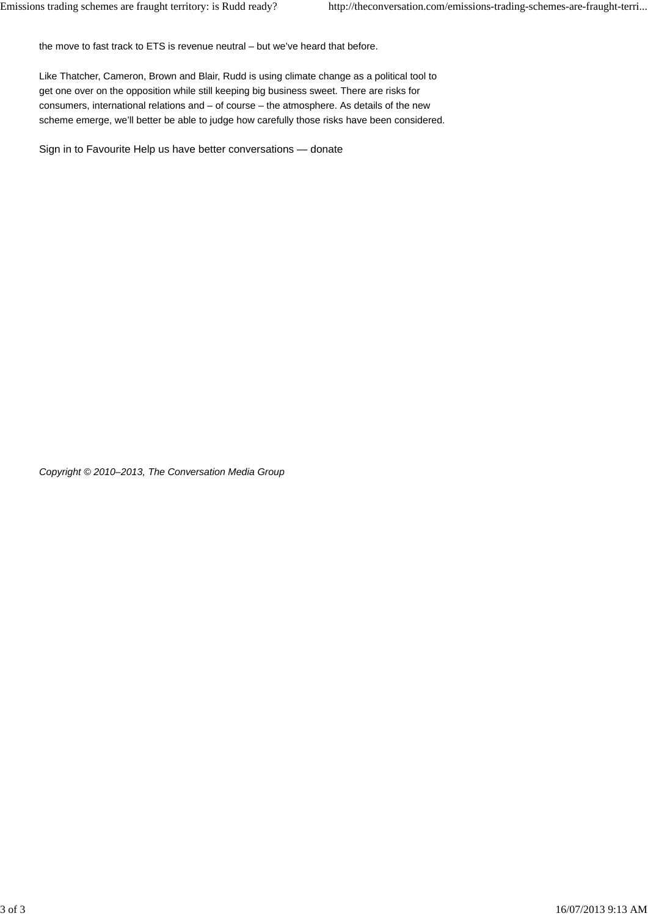the move to fast track to ETS is revenue neutral – but we've heard that before.

Like Thatcher, Cameron, Brown and Blair, Rudd is using climate change as a political tool to get one over on the opposition while still keeping big business sweet. There are risks for consumers, international relations and – of course – the atmosphere. As details of the new scheme emerge, we'll better be able to judge how carefully those risks have been considered.

Sign in to Favourite Help us have better conversations — donate

*Copyright © 2010–2013, The Conversation Media Group*